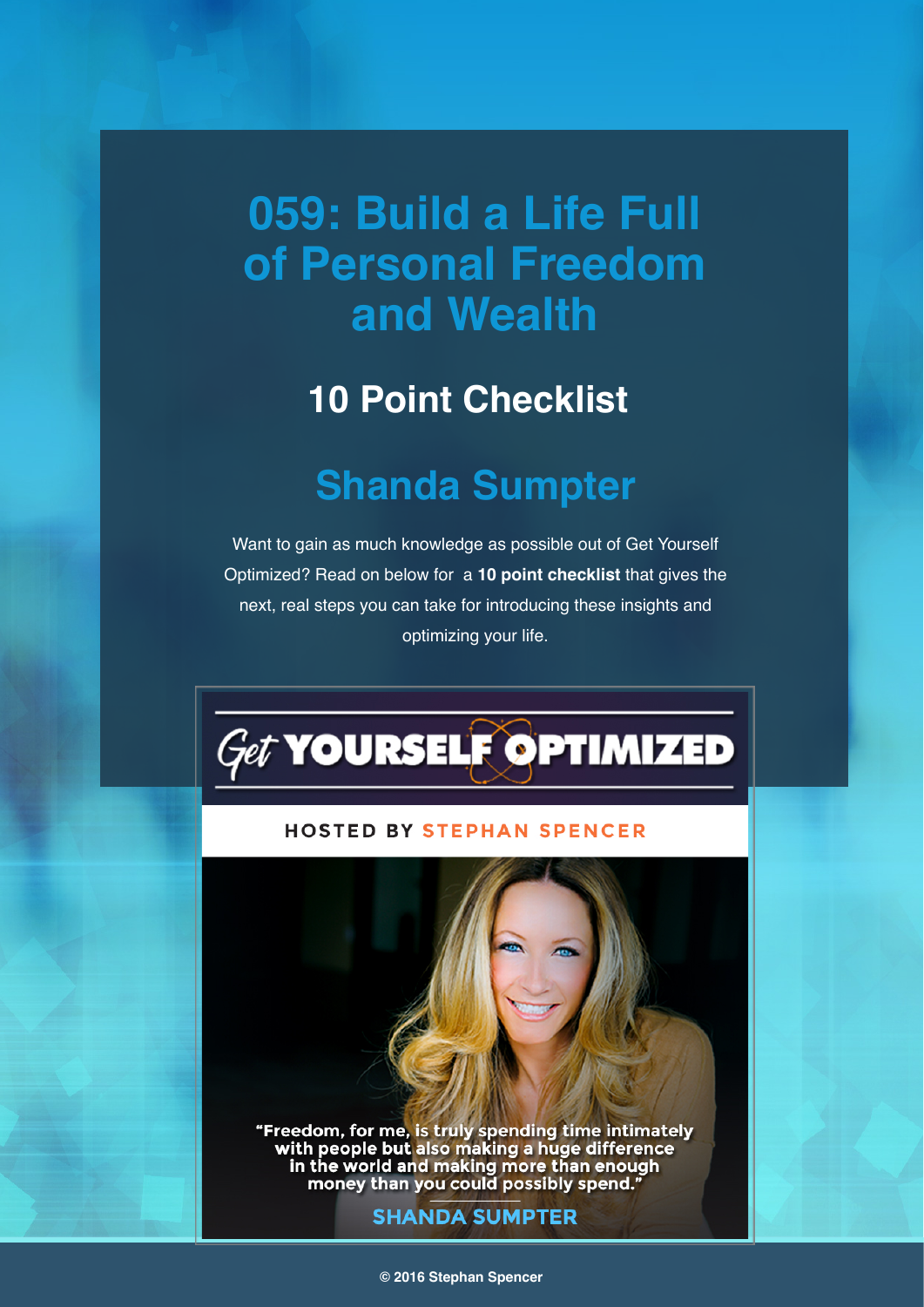# 059: Build a Life Full of Personal Freedom and Wealth

## 10 Point Checklist

## Shanda Sumpter

Want to gain as much knowledge as possible out of Get Yourself Optimized? Read on below for a **10 point checklist** that gives the next, real steps you can take for introducing these insights and optimizing your life.

Get YOURSELF OPTIMIZED

HOSTED BY STEPHAN SPENCER

"Freedom, for me, is truly spending time intimately with people but also making a huge difference in the world and making more than enough money than you could possibly spend."

SHANDA SUMPTER

© 2016 Stephan Spencer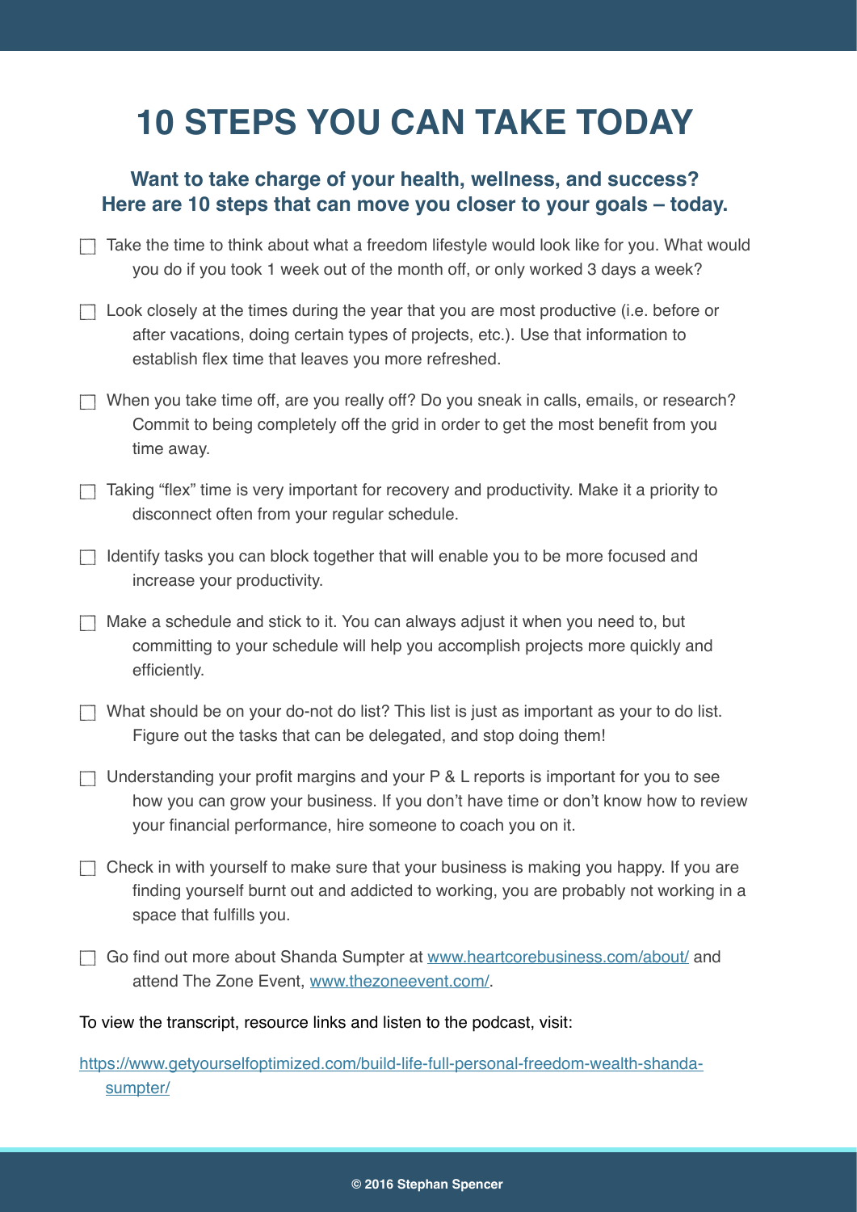# 10 STEPS YOU CAN TAKE TODAY

**Want to take charge of your health, wellness, and success?**
**Here are 10 steps that can move you closer to your goals – today.**

- [ ] Take the time to think about what a freedom lifestyle would look like for you. What would you do if you took 1 week out of the month off, or only worked 3 days a week?
- [ ] Look closely at the times during the year that you are most productive (i.e. before or after vacations, doing certain types of projects, etc.). Use that information to establish flex time that leaves you more refreshed.
- [ ] When you take time off, are you really off? Do you sneak in calls, emails, or research? Commit to being completely off the grid in order to get the most benefit from you time away.
- [ ] Taking "flex" time is very important for recovery and productivity. Make it a priority to disconnect often from your regular schedule.
- [ ] Identify tasks you can block together that will enable you to be more focused and increase your productivity.
- [ ] Make a schedule and stick to it. You can always adjust it when you need to, but committing to your schedule will help you accomplish projects more quickly and efficiently.
- [ ] What should be on your do-not do list? This list is just as important as your to do list. Figure out the tasks that can be delegated, and stop doing them!
- [ ] Understanding your profit margins and your P & L reports is important for you to see how you can grow your business. If you don't have time or don't know how to review your financial performance, hire someone to coach you on it.
- [ ] Check in with yourself to make sure that your business is making you happy. If you are finding yourself burnt out and addicted to working, you are probably not working in a space that fulfills you.
- [ ] Go find out more about Shanda Sumpter at [www.heartcorebusiness.com/about/](www.heartcorebusiness.com/about/) and attend The Zone Event, [www.thezoneevent.com/](www.thezoneevent.com/).

To view the transcript, resource links and listen to the podcast, visit:

[https://www.getyourselfoptimized.com/build-life-full-personal-freedom-wealth-shanda-sumpter/](https://www.getyourselfoptimized.com/build-life-full-personal-freedom-wealth-shanda-sumpter/)

© 2016 Stephan Spencer